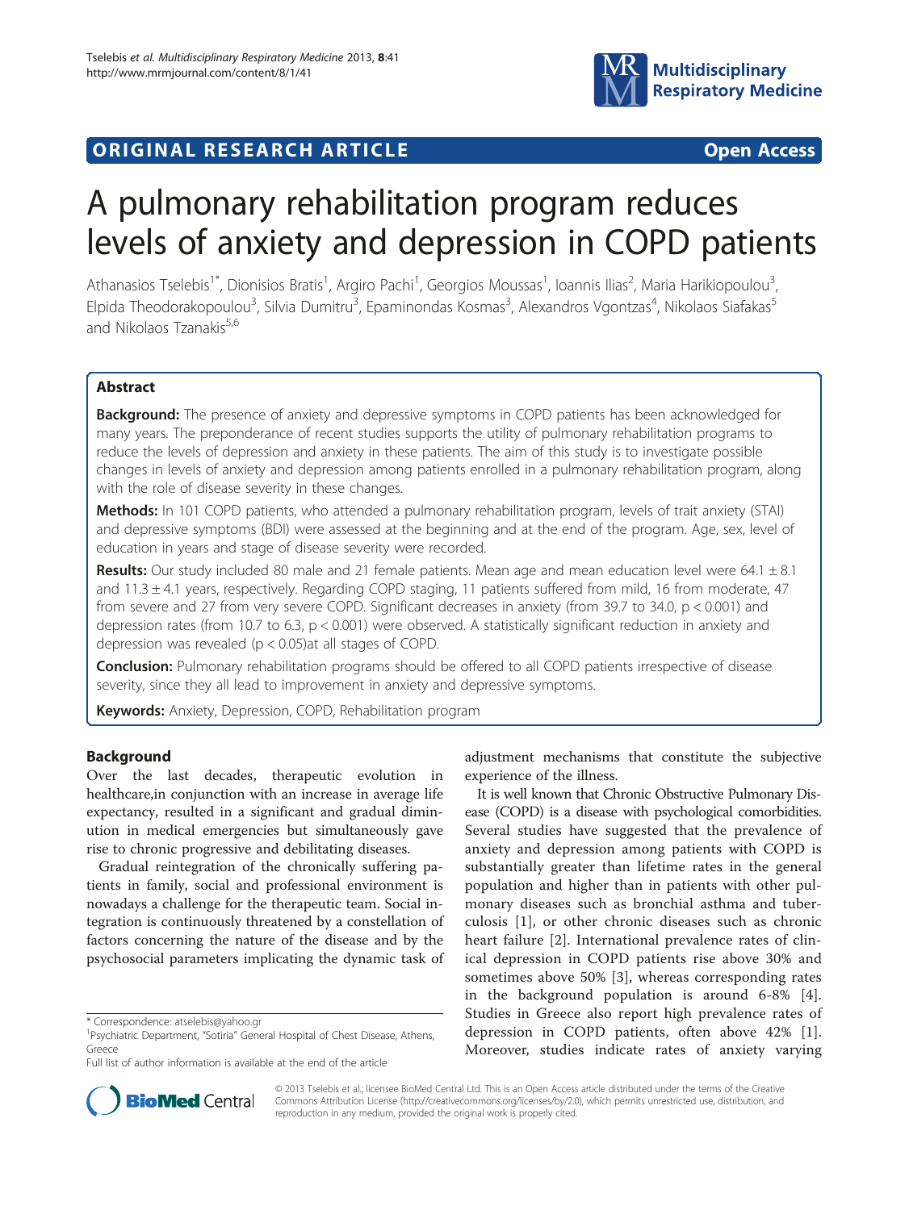ORIGINAL RESEARCH ARTICLE **Open Access**

# A pulmonary rehabilitation program reduces levels of anxiety and depression in COPD patients

Athanasios Tselebis[1*], Dionisios Bratis[1], Argiro Pachi[1], Georgios Moussas[1], Ioannis Ilias[2], Maria Harikiopoulou[3], Elpida Theodorakopoulou[3], Silvia Dumitru[3], Epaminondas Kosmas[3], Alexandros Vgontzas[4], Nikolaos Siafakas[5] and Nikolaos Tzanakis[5,6]

## Abstract

**Background:** The presence of anxiety and depressive symptoms in COPD patients has been acknowledged for many years. The preponderance of recent studies supports the utility of pulmonary rehabilitation programs to reduce the levels of depression and anxiety in these patients. The aim of this study is to investigate possible changes in levels of anxiety and depression among patients enrolled in a pulmonary rehabilitation program, along with the role of disease severity in these changes.

**Methods:** In 101 COPD patients, who attended a pulmonary rehabilitation program, levels of trait anxiety (STAI) and depressive symptoms (BDI) were assessed at the beginning and at the end of the program. Age, sex, level of education in years and stage of disease severity were recorded.

**Results:** Our study included 80 male and 21 female patients. Mean age and mean education level were 64.1 ± 8.1 and 11.3 ± 4.1 years, respectively. Regarding COPD staging, 11 patients suffered from mild, 16 from moderate, 47 from severe and 27 from very severe COPD. Significant decreases in anxiety (from 39.7 to 34.0, $p < 0.001$) and depression rates (from 10.7 to 6.3, $p < 0.001$) were observed. A statistically significant reduction in anxiety and depression was revealed ($p < 0.05$)at all stages of COPD.

**Conclusion:** Pulmonary rehabilitation programs should be offered to all COPD patients irrespective of disease severity, since they all lead to improvement in anxiety and depressive symptoms.

**Keywords:** Anxiety, Depression, COPD, Rehabilitation program

## Background

Over the last decades, therapeutic evolution in healthcare,in conjunction with an increase in average life expectancy, resulted in a significant and gradual diminution in medical emergencies but simultaneously gave rise to chronic progressive and debilitating diseases.

Gradual reintegration of the chronically suffering patients in family, social and professional environment is nowadays a challenge for the therapeutic team. Social integration is continuously threatened by a constellation of factors concerning the nature of the disease and by the psychosocial parameters implicating the dynamic task of adjustment mechanisms that constitute the subjective experience of the illness.

It is well known that Chronic Obstructive Pulmonary Disease (COPD) is a disease with psychological comorbidities. Several studies have suggested that the prevalence of anxiety and depression among patients with COPD is substantially greater than lifetime rates in the general population and higher than in patients with other pulmonary diseases such as bronchial asthma and tuberculosis [1], or other chronic diseases such as chronic heart failure [2]. International prevalence rates of clinical depression in COPD patients rise above 30% and sometimes above 50% [3], whereas corresponding rates in the background population is around 6-8% [4]. Studies in Greece also report high prevalence rates of depression in COPD patients, often above 42% [1]. Moreover, studies indicate rates of anxiety varying

\* Correspondence: atselebis@yahoo.gr
[1]Psychiatric Department, "Sotiria" General Hospital of Chest Disease, Athens, Greece
Full list of author information is available at the end of the article

© 2013 Tselebis et al.; licensee BioMed Central Ltd. This is an Open Access article distributed under the terms of the Creative Commons Attribution License (http://creativecommons.org/licenses/by/2.0), which permits unrestricted use, distribution, and reproduction in any medium, provided the original work is properly cited.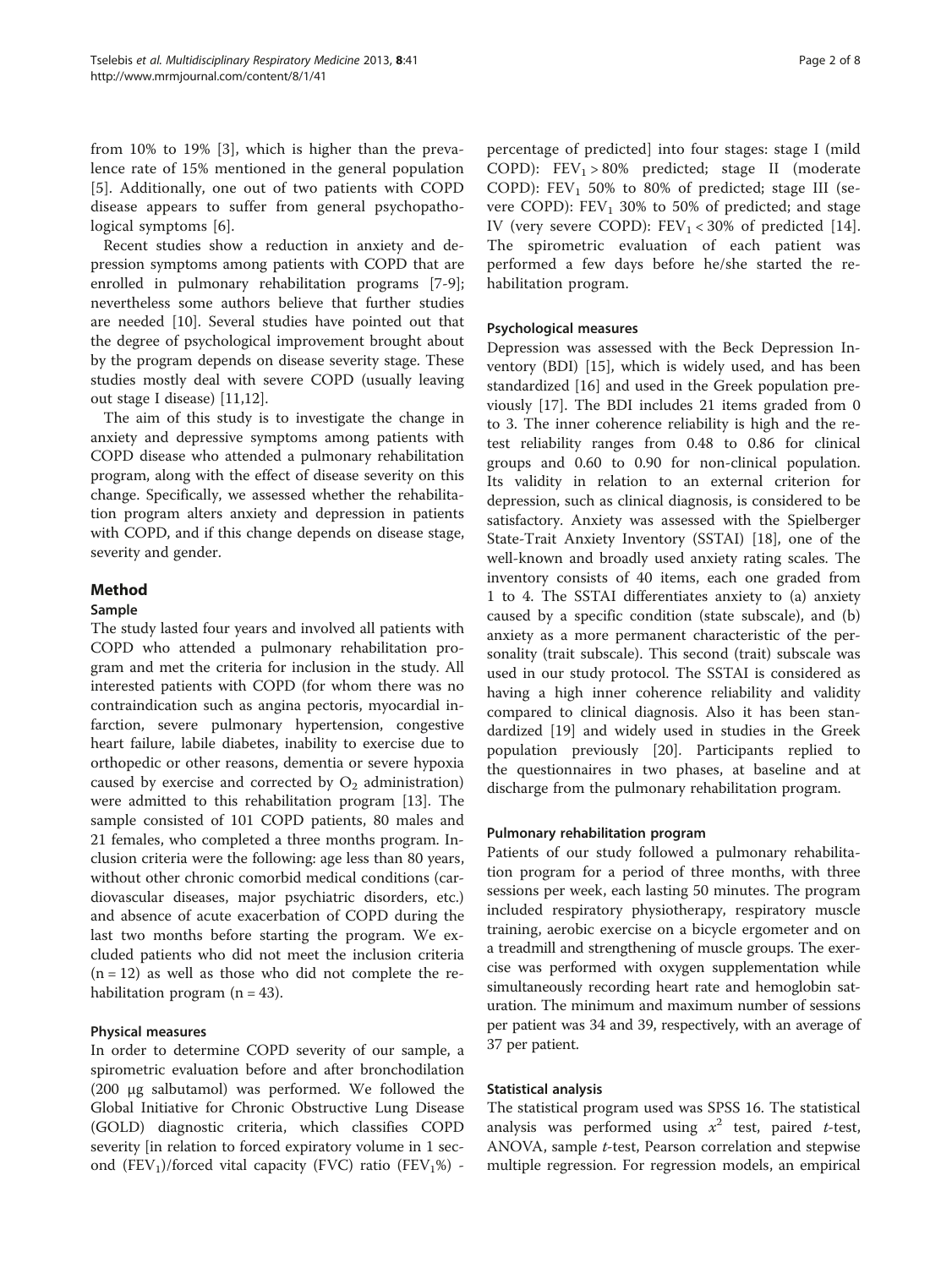from 10% to 19% [3], which is higher than the prevalence rate of 15% mentioned in the general population [5]. Additionally, one out of two patients with COPD disease appears to suffer from general psychopathological symptoms [6].

Recent studies show a reduction in anxiety and depression symptoms among patients with COPD that are enrolled in pulmonary rehabilitation programs [7-9]; nevertheless some authors believe that further studies are needed [10]. Several studies have pointed out that the degree of psychological improvement brought about by the program depends on disease severity stage. These studies mostly deal with severe COPD (usually leaving out stage I disease) [11,12].

The aim of this study is to investigate the change in anxiety and depressive symptoms among patients with COPD disease who attended a pulmonary rehabilitation program, along with the effect of disease severity on this change. Specifically, we assessed whether the rehabilitation program alters anxiety and depression in patients with COPD, and if this change depends on disease stage, severity and gender.

## Method

### Sample

The study lasted four years and involved all patients with COPD who attended a pulmonary rehabilitation program and met the criteria for inclusion in the study. All interested patients with COPD (for whom there was no contraindication such as angina pectoris, myocardial infarction, severe pulmonary hypertension, congestive heart failure, labile diabetes, inability to exercise due to orthopedic or other reasons, dementia or severe hypoxia caused by exercise and corrected by $O_2$ administration) were admitted to this rehabilitation program [13]. The sample consisted of 101 COPD patients, 80 males and 21 females, who completed a three months program. Inclusion criteria were the following: age less than 80 years, without other chronic comorbid medical conditions (cardiovascular diseases, major psychiatric disorders, etc.) and absence of acute exacerbation of COPD during the last two months before starting the program. We excluded patients who did not meet the inclusion criteria (n = 12) as well as those who did not complete the rehabilitation program (n = 43).

### Physical measures

In order to determine COPD severity of our sample, a spirometric evaluation before and after bronchodilation (200 μg salbutamol) was performed. We followed the Global Initiative for Chronic Obstructive Lung Disease (GOLD) diagnostic criteria, which classifies COPD severity [in relation to forced expiratory volume in 1 second ($FEV_1$)/forced vital capacity (FVC) ratio ($FEV_1$%) - percentage of predicted] into four stages: stage I (mild COPD): $FEV_1 > 80\%$ predicted; stage II (moderate COPD): $FEV_1$ 50% to 80% of predicted; stage III (severe COPD): $FEV_1$ 30% to 50% of predicted; and stage IV (very severe COPD): $FEV_1 < 30\%$ of predicted [14]. The spirometric evaluation of each patient was performed a few days before he/she started the rehabilitation program.

### Psychological measures

Depression was assessed with the Beck Depression Inventory (BDI) [15], which is widely used, and has been standardized [16] and used in the Greek population previously [17]. The BDI includes 21 items graded from 0 to 3. The inner coherence reliability is high and the retest reliability ranges from 0.48 to 0.86 for clinical groups and 0.60 to 0.90 for non-clinical population. Its validity in relation to an external criterion for depression, such as clinical diagnosis, is considered to be satisfactory. Anxiety was assessed with the Spielberger State-Trait Anxiety Inventory (SSTAI) [18], one of the well-known and broadly used anxiety rating scales. The inventory consists of 40 items, each one graded from 1 to 4. The SSTAI differentiates anxiety to (a) anxiety caused by a specific condition (state subscale), and (b) anxiety as a more permanent characteristic of the personality (trait subscale). This second (trait) subscale was used in our study protocol. The SSTAI is considered as having a high inner coherence reliability and validity compared to clinical diagnosis. Also it has been standardized [19] and widely used in studies in the Greek population previously [20]. Participants replied to the questionnaires in two phases, at baseline and at discharge from the pulmonary rehabilitation program.

### Pulmonary rehabilitation program

Patients of our study followed a pulmonary rehabilitation program for a period of three months, with three sessions per week, each lasting 50 minutes. The program included respiratory physiotherapy, respiratory muscle training, aerobic exercise on a bicycle ergometer and on a treadmill and strengthening of muscle groups. The exercise was performed with oxygen supplementation while simultaneously recording heart rate and hemoglobin saturation. The minimum and maximum number of sessions per patient was 34 and 39, respectively, with an average of 37 per patient.

### Statistical analysis

The statistical program used was SPSS 16. The statistical analysis was performed using $x^2$ test, paired *t*-test, ANOVA, sample *t*-test, Pearson correlation and stepwise multiple regression. For regression models, an empirical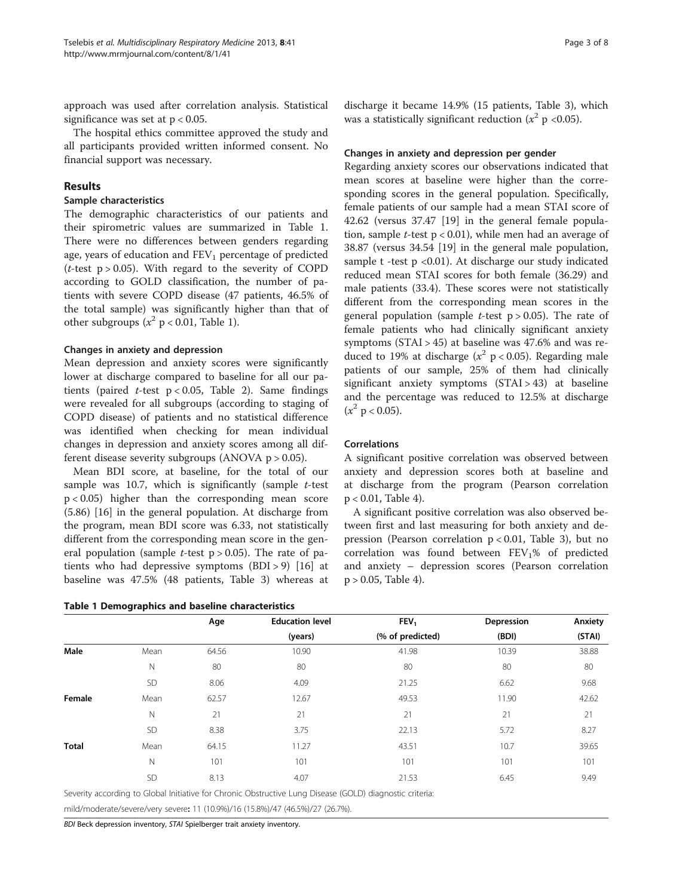approach was used after correlation analysis. Statistical significance was set at $p < 0.05$.

The hospital ethics committee approved the study and all participants provided written informed consent. No financial support was necessary.

## Results

### Sample characteristics

The demographic characteristics of our patients and their spirometric values are summarized in Table 1. There were no differences between genders regarding age, years of education and $FEV_1$ percentage of predicted (*t*-test $p > 0.05$). With regard to the severity of COPD according to GOLD classification, the number of patients with severe COPD disease (47 patients, 46.5% of the total sample) was significantly higher than that of other subgroups ($x^2$ $p < 0.01$, Table 1).

### Changes in anxiety and depression

Mean depression and anxiety scores were significantly lower at discharge compared to baseline for all our patients (paired *t*-test $p < 0.05$, Table 2). Same findings were revealed for all subgroups (according to staging of COPD disease) of patients and no statistical difference was identified when checking for mean individual changes in depression and anxiety scores among all different disease severity subgroups (ANOVA $p > 0.05$).

Mean BDI score, at baseline, for the total of our sample was 10.7, which is significantly (sample *t*-test $p < 0.05$) higher than the corresponding mean score (5.86) [16] in the general population. At discharge from the program, mean BDI score was 6.33, not statistically different from the corresponding mean score in the general population (sample *t*-test $p > 0.05$). The rate of patients who had depressive symptoms (BDI > 9) [16] at baseline was 47.5% (48 patients, Table 3) whereas at discharge it became 14.9% (15 patients, Table 3), which was a statistically significant reduction ($x^2$ $p < 0.05$).

### Changes in anxiety and depression per gender

Regarding anxiety scores our observations indicated that mean scores at baseline were higher than the corresponding scores in the general population. Specifically, female patients of our sample had a mean STAI score of 42.62 (versus 37.47 [19] in the general female population, sample *t*-test $p < 0.01$), while men had an average of 38.87 (versus 34.54 [19] in the general male population, sample t -test $p < 0.01$). At discharge our study indicated reduced mean STAI scores for both female (36.29) and male patients (33.4). These scores were not statistically different from the corresponding mean scores in the general population (sample *t*-test $p > 0.05$). The rate of female patients who had clinically significant anxiety symptoms (STAI > 45) at baseline was 47.6% and was reduced to 19% at discharge ($x^2$ $p < 0.05$). Regarding male patients of our sample, 25% of them had clinically significant anxiety symptoms (STAI > 43) at baseline and the percentage was reduced to 12.5% at discharge ($x^2$ $p < 0.05$).

### Correlations

A significant positive correlation was observed between anxiety and depression scores both at baseline and at discharge from the program (Pearson correlation $p < 0.01$, Table 4).

A significant positive correlation was also observed between first and last measuring for both anxiety and depression (Pearson correlation $p < 0.01$, Table 3), but no correlation was found between $FEV_1$% of predicted and anxiety – depression scores (Pearson correlation $p > 0.05$, Table 4).

**Table 1 Demographics and baseline characteristics**

| | | Age | Education level (years) | $FEV_1$ (% of predicted) | Depression (BDI) | Anxiety (STAI) |
|---|---|---|---|---|---|---|
| **Male** | Mean | 64.56 | 10.90 | 41.98 | 10.39 | 38.88 |
| | N | 80 | 80 | 80 | 80 | 80 |
| | SD | 8.06 | 4.09 | 21.25 | 6.62 | 9.68 |
| **Female** | Mean | 62.57 | 12.67 | 49.53 | 11.90 | 42.62 |
| | N | 21 | 21 | 21 | 21 | 21 |
| | SD | 8.38 | 3.75 | 22.13 | 5.72 | 8.27 |
| **Total** | Mean | 64.15 | 11.27 | 43.51 | 10.7 | 39.65 |
| | N | 101 | 101 | 101 | 101 | 101 |
| | SD | 8.13 | 4.07 | 21.53 | 6.45 | 9.49 |

Severity according to Global Initiative for Chronic Obstructive Lung Disease (GOLD) diagnostic criteria: mild/moderate/severe/very severe**:** 11 (10.9%)/16 (15.8%)/47 (46.5%)/27 (26.7%).

*BDI* Beck depression inventory, *STAI* Spielberger trait anxiety inventory.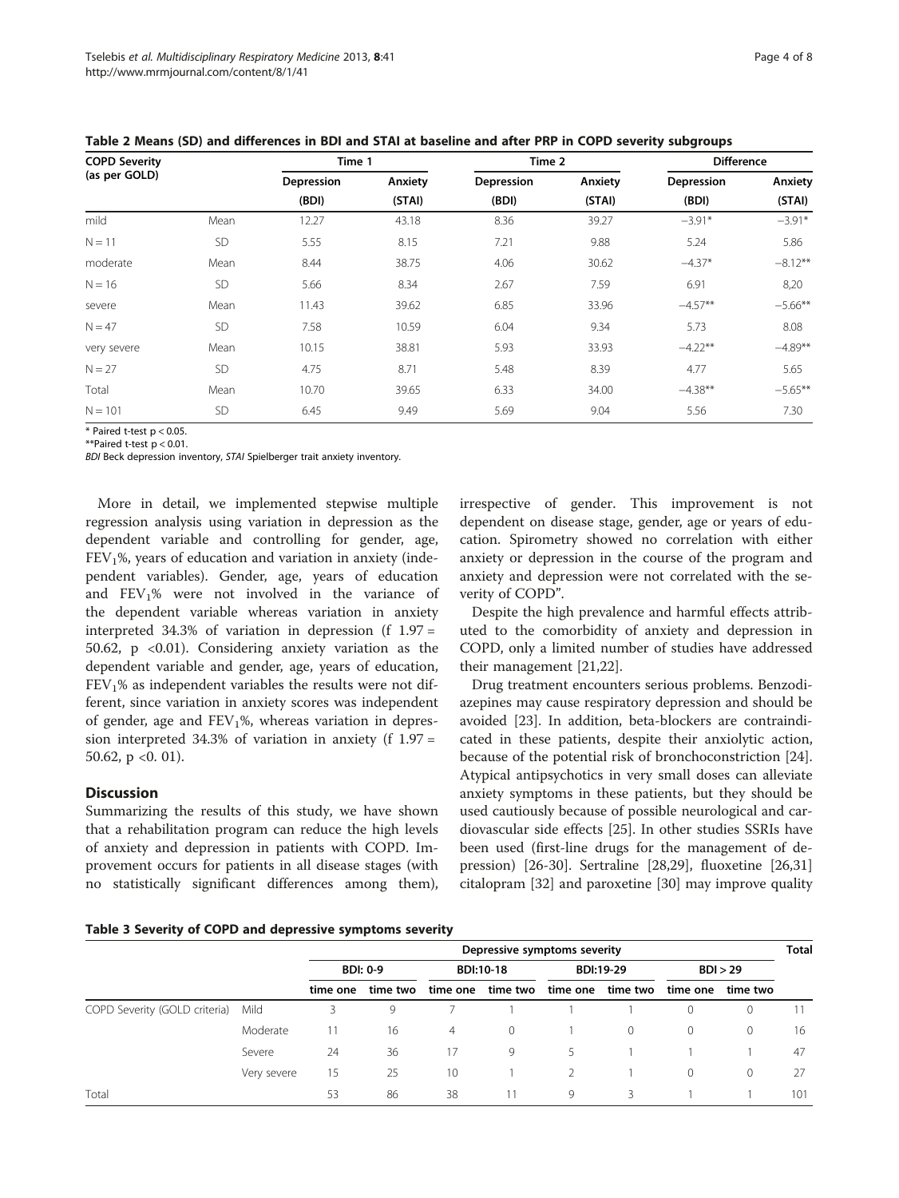**Table 2 Means (SD) and differences in BDI and STAI at baseline and after PRP in COPD severity subgroups**

| COPD Severity (as per GOLD) | | Time 1 | | Time 2 | | Difference | |
|---|---|---|---|---|---|---|---|
| | | Depression (BDI) | Anxiety (STAI) | Depression (BDI) | Anxiety (STAI) | Depression (BDI) | Anxiety (STAI) |
| mild | Mean | 12.27 | 43.18 | 8.36 | 39.27 | −3.91* | −3.91* |
| N = 11 | SD | 5.55 | 8.15 | 7.21 | 9.88 | 5.24 | 5.86 |
| moderate | Mean | 8.44 | 38.75 | 4.06 | 30.62 | −4.37* | −8.12** |
| N = 16 | SD | 5.66 | 8.34 | 2.67 | 7.59 | 6.91 | 8,20 |
| severe | Mean | 11.43 | 39.62 | 6.85 | 33.96 | −4.57** | −5.66** |
| N = 47 | SD | 7.58 | 10.59 | 6.04 | 9.34 | 5.73 | 8.08 |
| very severe | Mean | 10.15 | 38.81 | 5.93 | 33.93 | −4.22** | −4.89** |
| N = 27 | SD | 4.75 | 8.71 | 5.48 | 8.39 | 4.77 | 5.65 |
| Total | Mean | 10.70 | 39.65 | 6.33 | 34.00 | −4.38** | −5.65** |
| N = 101 | SD | 6.45 | 9.49 | 5.69 | 9.04 | 5.56 | 7.30 |

* Paired t-test $p < 0.05$.
**Paired t-test $p < 0.01$.
*BDI* Beck depression inventory, *STAI* Spielberger trait anxiety inventory.

More in detail, we implemented stepwise multiple regression analysis using variation in depression as the dependent variable and controlling for gender, age, $FEV_1$%, years of education and variation in anxiety (independent variables). Gender, age, years of education and $FEV_1$% were not involved in the variance of the dependent variable whereas variation in anxiety interpreted 34.3% of variation in depression (f 1.97 = 50.62, p <0.01). Considering anxiety variation as the dependent variable and gender, age, years of education, $FEV_1$% as independent variables the results were not different, since variation in anxiety scores was independent of gender, age and $FEV_1$%, whereas variation in depression interpreted 34.3% of variation in anxiety (f 1.97 = 50.62, p <0. 01).

## Discussion

Summarizing the results of this study, we have shown that a rehabilitation program can reduce the high levels of anxiety and depression in patients with COPD. Improvement occurs for patients in all disease stages (with no statistically significant differences among them), irrespective of gender. This improvement is not dependent on disease stage, gender, age or years of education. Spirometry showed no correlation with either anxiety or depression in the course of the program and anxiety and depression were not correlated with the severity of COPD".

Despite the high prevalence and harmful effects attributed to the comorbidity of anxiety and depression in COPD, only a limited number of studies have addressed their management [21,22].

Drug treatment encounters serious problems. Benzodiazepines may cause respiratory depression and should be avoided [23]. In addition, beta-blockers are contraindicated in these patients, despite their anxiolytic action, because of the potential risk of bronchoconstriction [24]. Atypical antipsychotics in very small doses can alleviate anxiety symptoms in these patients, but they should be used cautiously because of possible neurological and cardiovascular side effects [25]. In other studies SSRIs have been used (first-line drugs for the management of depression) [26-30]. Sertraline [28,29], fluoxetine [26,31] citalopram [32] and paroxetine [30] may improve quality

**Table 3 Severity of COPD and depressive symptoms severity**

| | | Depressive symptoms severity | | | | | | | | Total |
|---|---|---|---|---|---|---|---|---|---|---|
| | | BDI: 0-9 | | BDI:10-18 | | BDI:19-29 | | BDI > 29 | | |
| | | time one | time two | time one | time two | time one | time two | time one | time two | |
| COPD Severity (GOLD criteria) | Mild | 3 | 9 | 7 | 1 | 1 | 1 | 0 | 0 | 11 |
| | Moderate | 11 | 16 | 4 | 0 | 1 | 0 | 0 | 0 | 16 |
| | Severe | 24 | 36 | 17 | 9 | 5 | 1 | 1 | 1 | 47 |
| | Very severe | 15 | 25 | 10 | 1 | 2 | 1 | 0 | 0 | 27 |
| Total | | 53 | 86 | 38 | 11 | 9 | 3 | 1 | 1 | 101 |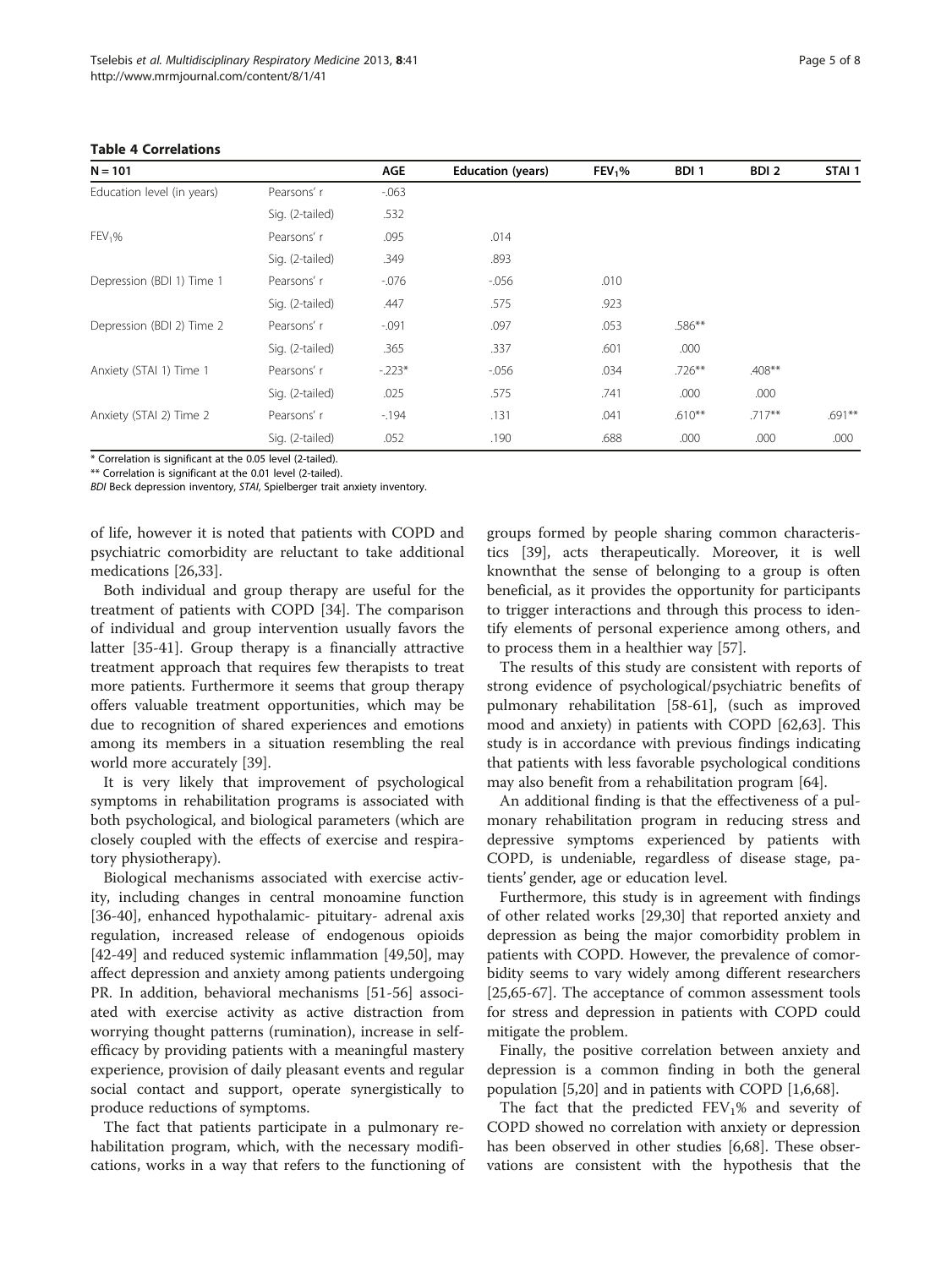**Table 4 Correlations**

| N = 101 | | AGE | Education (years) | $FEV_1$% | BDI 1 | BDI 2 | STAI 1 |
|---|---|---|---|---|---|---|---|
| Education level (in years) | Pearsons' r | -.063 | | | | | |
| | Sig. (2-tailed) | .532 | | | | | |
| $FEV_1$% | Pearsons' r | .095 | .014 | | | | |
| | Sig. (2-tailed) | .349 | .893 | | | | |
| Depression (BDI 1) Time 1 | Pearsons' r | -.076 | -.056 | .010 | | | |
| | Sig. (2-tailed) | .447 | .575 | .923 | | | |
| Depression (BDI 2) Time 2 | Pearsons' r | -.091 | .097 | .053 | .586** | | |
| | Sig. (2-tailed) | .365 | .337 | .601 | .000 | | |
| Anxiety (STAI 1) Time 1 | Pearsons' r | -.223* | -.056 | .034 | .726** | .408** | |
| | Sig. (2-tailed) | .025 | .575 | .741 | .000 | .000 | |
| Anxiety (STAI 2) Time 2 | Pearsons' r | -.194 | .131 | .041 | .610** | .717** | .691** |
| | Sig. (2-tailed) | .052 | .190 | .688 | .000 | .000 | .000 |

* Correlation is significant at the 0.05 level (2-tailed).

** Correlation is significant at the 0.01 level (2-tailed).

*BDI* Beck depression inventory, *STAI*, Spielberger trait anxiety inventory.

of life, however it is noted that patients with COPD and psychiatric comorbidity are reluctant to take additional medications [26,33].

Both individual and group therapy are useful for the treatment of patients with COPD [34]. The comparison of individual and group intervention usually favors the latter [35-41]. Group therapy is a financially attractive treatment approach that requires few therapists to treat more patients. Furthermore it seems that group therapy offers valuable treatment opportunities, which may be due to recognition of shared experiences and emotions among its members in a situation resembling the real world more accurately [39].

It is very likely that improvement of psychological symptoms in rehabilitation programs is associated with both psychological, and biological parameters (which are closely coupled with the effects of exercise and respiratory physiotherapy).

Biological mechanisms associated with exercise activity, including changes in central monoamine function [36-40], enhanced hypothalamic- pituitary- adrenal axis regulation, increased release of endogenous opioids [42-49] and reduced systemic inflammation [49,50], may affect depression and anxiety among patients undergoing PR. In addition, behavioral mechanisms [51-56] associated with exercise activity as active distraction from worrying thought patterns (rumination), increase in self-efficacy by providing patients with a meaningful mastery experience, provision of daily pleasant events and regular social contact and support, operate synergistically to produce reductions of symptoms.

The fact that patients participate in a pulmonary rehabilitation program, which, with the necessary modifications, works in a way that refers to the functioning of groups formed by people sharing common characteristics [39], acts therapeutically. Moreover, it is well knownthat the sense of belonging to a group is often beneficial, as it provides the opportunity for participants to trigger interactions and through this process to identify elements of personal experience among others, and to process them in a healthier way [57].

The results of this study are consistent with reports of strong evidence of psychological/psychiatric benefits of pulmonary rehabilitation [58-61], (such as improved mood and anxiety) in patients with COPD [62,63]. This study is in accordance with previous findings indicating that patients with less favorable psychological conditions may also benefit from a rehabilitation program [64].

An additional finding is that the effectiveness of a pulmonary rehabilitation program in reducing stress and depressive symptoms experienced by patients with COPD, is undeniable, regardless of disease stage, patients' gender, age or education level.

Furthermore, this study is in agreement with findings of other related works [29,30] that reported anxiety and depression as being the major comorbidity problem in patients with COPD. However, the prevalence of comorbidity seems to vary widely among different researchers [25,65-67]. The acceptance of common assessment tools for stress and depression in patients with COPD could mitigate the problem.

Finally, the positive correlation between anxiety and depression is a common finding in both the general population [5,20] and in patients with COPD [1,6,68].

The fact that the predicted $FEV_1$% and severity of COPD showed no correlation with anxiety or depression has been observed in other studies [6,68]. These observations are consistent with the hypothesis that the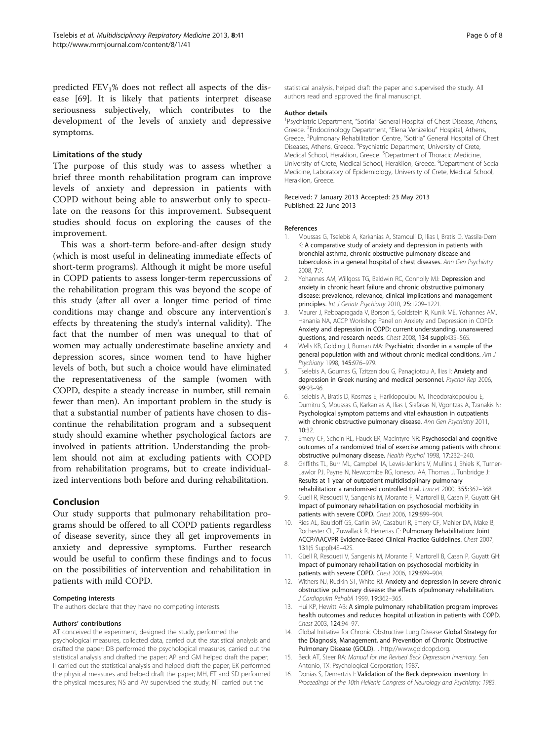predicted $FEV_1$% does not reflect all aspects of the disease [69]. It is likely that patients interpret disease seriousness subjectively, which contributes to the development of the levels of anxiety and depressive symptoms.

### Limitations of the study

The purpose of this study was to assess whether a brief three month rehabilitation program can improve levels of anxiety and depression in patients with COPD without being able to answerbut only to speculate on the reasons for this improvement. Subsequent studies should focus on exploring the causes of the improvement.

This was a short-term before-and-after design study (which is most useful in delineating immediate effects of short-term programs). Although it might be more useful in COPD patients to assess longer-term repercussions of the rehabilitation program this was beyond the scope of this study (after all over a longer time period of time conditions may change and obscure any intervention's effects by threatening the study's internal validity). The fact that the number of men was unequal to that of women may actually underestimate baseline anxiety and depression scores, since women tend to have higher levels of both, but such a choice would have eliminated the representativeness of the sample (women with COPD, despite a steady increase in number, still remain fewer than men). An important problem in the study is that a substantial number of patients have chosen to discontinue the rehabilitation program and a subsequent study should examine whether psychological factors are involved in patients attrition. Understanding the problem should not aim at excluding patients with COPD from rehabilitation programs, but to create individualized interventions both before and during rehabilitation.

## Conclusion

Our study supports that pulmonary rehabilitation programs should be offered to all COPD patients regardless of disease severity, since they all get improvements in anxiety and depressive symptoms. Further research would be useful to confirm these findings and to focus on the possibilities of intervention and rehabilitation in patients with mild COPD.

#### Competing interests

The authors declare that they have no competing interests.

#### Authors' contributions

AT conceived the experiment, designed the study, performed the psychological measures, collected data, carried out the statistical analysis and drafted the paper; DB performed the psychological measures, carried out the statistical analysis and drafted the paper; AP and GM helped draft the paper; II carried out the statistical analysis and helped draft the paper; EK performed the physical measures and helped draft the paper; MH, ET and SD performed the physical measures; NS and AV supervised the study; NT carried out the statistical analysis, helped draft the paper and supervised the study. All authors read and approved the final manuscript.

#### Author details

[1]Psychiatric Department, "Sotiria" General Hospital of Chest Disease, Athens, Greece. [2]Endocrinology Department, "Elena Venizelou" Hospital, Athens, Greece. [3]Pulmonary Rehabilitation Centre, "Sotiria" General Hospital of Chest Diseases, Athens, Greece. [4]Psychiatric Department, University of Crete, Medical School, Heraklion, Greece. [5]Department of Thoracic Medicine, University of Crete, Medical School, Heraklion, Greece. [6]Department of Social Medicine, Laboratory of Epidemiology, University of Crete, Medical School, Heraklion, Greece.

Received: 7 January 2013 Accepted: 23 May 2013
Published: 22 June 2013

#### References

1. Moussas G, Tselebis A, Karkanias A, Stamouli D, Ilias I, Bratis D, Vassila-Demi K: **A comparative study of anxiety and depression in patients with bronchial asthma, chronic obstructive pulmonary disease and tuberculosis in a general hospital of chest diseases.** *Ann Gen Psychiatry* 2008, **7:**7.
2. Yohannes AM, Willgoss TG, Baldwin RC, Connolly MJ: **Depression and anxiety in chronic heart failure and chronic obstructive pulmonary disease: prevalence, relevance, clinical implications and management principles.** *Int J Geriatr Psychiatry* 2010, **25:**1209–1221.
3. Maurer J, Rebbapragada V, Borson S, Goldstein R, Kunik ME, Yohannes AM, Hanania NA, ACCP Workshop Panel on Anxiety and Depression in COPD: **Anxiety and depression in COPD: current understanding, unanswered questions, and research needs.** *Chest* 2008, 134 suppl:43S–56S.
4. Wells KB, Golding J, Burnan MA: **Psychiatric disorder in a sample of the general population with and without chronic medical conditions.** *Am J Psychiatry* 1998, **145:**976–979.
5. Tselebis A, Gournas G, Tzitzanidou G, Panagiotou A, Ilias I: **Anxiety and depression in Greek nursing and medical personnel.** *Psychol Rep* 2006, **99:**93–96.
6. Tselebis A, Bratis D, Kosmas E, Harikiopoulou M, Theodorakopoulou E, Dumitru S, Moussas G, Karkanias A, Ilias I, Siafakas N, Vgontzas A, Tzanakis N: **Psychological symptom patterns and vital exhaustion in outpatients with chronic obstructive pulmonary disease.** *Ann Gen Psychiatry* 2011, **10:**32.
7. Emery CF, Schein RL, Hauck ER, MacIntyre NR: **Psychosocial and cognitive outcomes of a randomized trial of exercise among patients with chronic obstructive pulmonary disease.** *Health Psychol* 1998, **17:**232–240.
8. Griffiths TL, Burr ML, Campbell IA, Lewis-Jenkins V, Mullins J, Shiels K, Turner-Lawlor PJ, Payne N, Newcombe RG, Ionescu AA, Thomas J, Tunbridge J: **Results at 1 year of outpatient multidisciplinary pulmonary rehabilitation: a randomised controlled trial.** *Lancet* 2000, **355:**362–368.
9. Guell R, Resqueti V, Sangenis M, Morante F, Martorell B, Casan P, Guyatt GH: **Impact of pulmonary rehabilitation on psychosocial morbidity in patients with severe COPD.** *Chest* 2006, **129:**899–904.
10. Ries AL, Bauldoff GS, Carlin BW, Casaburi R, Emery CF, Mahler DA, Make B, Rochester CL, Zuwallack R, Herrerias C: **Pulmonary Rehabilitation: Joint ACCP/AACVPR Evidence-Based Clinical Practice Guidelines.** *Chest* 2007, 131(5 Suppl):4S–42S.
11. Güell R, Resqueti V, Sangenis M, Morante F, Martorell B, Casan P, Guyatt GH: **Impact of pulmonary rehabilitation on psychosocial morbidity in patients with severe COPD.** *Chest* 2006, **129:**899–904.
12. Withers NJ, Rudkin ST, White RJ: **Anxiety and depression in severe chronic obstructive pulmonary disease: the effects ofpulmonary rehabilitation.** *J Cardiopulm Rehabil* 1999, **19:**362–365.
13. Hui KP, Hewitt AB: **A simple pulmonary rehabilitation program improves health outcomes and reduces hospital utilization in patients with COPD.** *Chest* 2003, **124:**94–97.
14. Global Initiative for Chronic Obstructive Lung Disease: **Global Strategy for the Diagnosis, Management, and Prevention of Chronic Obstructive Pulmonary Disease (GOLD).** . http://www.goldcopd.org.
15. Beck AT, Steer RA: *Manual for the Revised Beck Depression Inventory.* San Antonio, TX: Psychological Corporation; 1987.
16. Donias S, Demertzis I: **Validation of the Beck depression inventory.** In *Proceedings of the 10th Hellenic Congress of Neurology and Psychiatry: 1983.*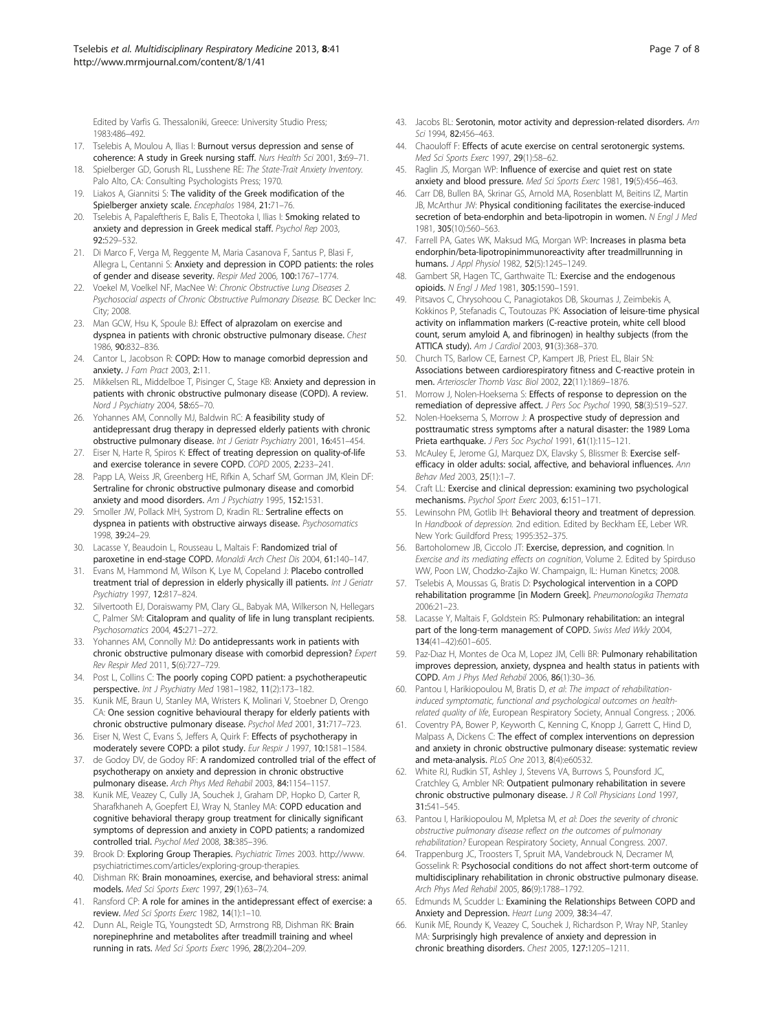Edited by Varfis G. Thessaloniki, Greece: University Studio Press; 1983:486–492.

17. Tselebis A, Moulou A, Ilias I: **Burnout versus depression and sense of coherence: A study in Greek nursing staff.** *Nurs Health Sci* 2001, **3:**69–71.
18. Spielberger GD, Gorush RL, Lusshene RE: *The State-Trait Anxiety Inventory.* Palo Alto, CA: Consulting Psychologists Press; 1970.
19. Liakos A, Giannitsi S: **The validity of the Greek modification of the Spielberger anxiety scale.** *Encephalos* 1984, **21:**71–76.
20. Tselebis A, Papaleftheris E, Balis E, Theotoka I, Ilias I: **Smoking related to anxiety and depression in Greek medical staff.** *Psychol Rep* 2003, **92:**529–532.
21. Di Marco F, Verga M, Reggente M, Maria Casanova F, Santus P, Blasi F, Allegra L, Centanni S: **Anxiety and depression in COPD patients: the roles of gender and disease severity.** *Respir Med* 2006, **100:**1767–1774.
22. Voekel M, Voelkel NF, MacNee W: *Chronic Obstructive Lung Diseases 2. Psychosocial aspects of Chronic Obstructive Pulmonary Disease.* BC Decker Inc: City; 2008.
23. Man GCW, Hsu K, Spoule BJ: **Effect of alprazolam on exercise and dyspnea in patients with chronic obstructive pulmonary disease.** *Chest* 1986, **90:**832–836.
24. Cantor L, Jacobson R: **COPD: How to manage comorbid depression and anxiety.** *J Fam Pract* 2003, **2:**11.
25. Mikkelsen RL, Middelboe T, Pisinger C, Stage KB: **Anxiety and depression in patients with chronic obstructive pulmonary disease (COPD). A review.** *Nord J Psychiatry* 2004, **58:**65–70.
26. Yohannes AM, Connolly MJ, Baldwin RC: **A feasibility study of antidepressant drug therapy in depressed elderly patients with chronic obstructive pulmonary disease.** *Int J Geriatr Psychiatry* 2001, **16:**451–454.
27. Eiser N, Harte R, Spiros K: **Effect of treating depression on quality-of-life and exercise tolerance in severe COPD.** *COPD* 2005, **2:**233–241.
28. Papp LA, Weiss JR, Greenberg HE, Rifkin A, Scharf SM, Gorman JM, Klein DF: **Sertraline for chronic obstructive pulmonary disease and comorbid anxiety and mood disorders.** *Am J Psychiatry* 1995, **152:**1531.
29. Smoller JW, Pollack MH, Systrom D, Kradin RL: **Sertraline effects on dyspnea in patients with obstructive airways disease.** *Psychosomatics* 1998, **39:**24–29.
30. Lacasse Y, Beaudoin L, Rousseau L, Maltais F: **Randomized trial of paroxetine in end-stage COPD.** *Monaldi Arch Chest Dis* 2004, **61:**140–147.
31. Evans M, Hammond M, Wilson K, Lye M, Copeland J: **Placebo controlled treatment trial of depression in elderly physically ill patients.** *Int J Geriatr Psychiatry* 1997, **12:**817–824.
32. Silvertooth EJ, Doraiswamy PM, Clary GL, Babyak MA, Wilkerson N, Hellegars C, Palmer SM: **Citalopram and quality of life in lung transplant recipients.** *Psychosomatics* 2004, **45:**271–272.
33. Yohannes AM, Connolly MJ: **Do antidepressants work in patients with chronic obstructive pulmonary disease with comorbid depression?** *Expert Rev Respir Med* 2011, **5**(6):727–729.
34. Post L, Collins C: **The poorly coping COPD patient: a psychotherapeutic perspective.** *Int J Psychiatry Med* 1981–1982, **11**(2):173–182.
35. Kunik ME, Braun U, Stanley MA, Wristers K, Molinari V, Stoebner D, Orengo CA: **One session cognitive behavioural therapy for elderly patients with chronic obstructive pulmonary disease.** *Psychol Med* 2001, **31:**717–723.
36. Eiser N, West C, Evans S, Jeffers A, Quirk F: **Effects of psychotherapy in moderately severe COPD: a pilot study.** *Eur Respir J* 1997, **10:**1581–1584.
37. de Godoy DV, de Godoy RF: **A randomized controlled trial of the effect of psychotherapy on anxiety and depression in chronic obstructive pulmonary disease.** *Arch Phys Med Rehabil* 2003, **84:**1154–1157.
38. Kunik ME, Veazey C, Cully JA, Souchek J, Graham DP, Hopko D, Carter R, Sharafkhaneh A, Goepfert EJ, Wray N, Stanley MA: **COPD education and cognitive behavioral therapy group treatment for clinically significant symptoms of depression and anxiety in COPD patients; a randomized controlled trial.** *Psychol Med* 2008, **38:**385–396.
39. Brook D: **Exploring Group Therapies.** *Psychiatric Times* 2003. http://www.psychiatrictimes.com/articles/exploring-group-therapies.
40. Dishman RK: **Brain monoamines, exercise, and behavioral stress: animal models.** *Med Sci Sports Exerc* 1997, **29**(1):63–74.
41. Ransford CP: **A role for amines in the antidepressant effect of exercise: a review.** *Med Sci Sports Exerc* 1982, **14**(1):1–10.
42. Dunn AL, Reigle TG, Youngstedt SD, Armstrong RB, Dishman RK: **Brain norepinephrine and metabolites after treadmill training and wheel running in rats.** *Med Sci Sports Exerc* 1996, **28**(2):204–209.
43. Jacobs BL: **Serotonin, motor activity and depression-related disorders.** *Am Sci* 1994, **82:**456–463.
44. Chaouloff F: **Effects of acute exercise on central serotonergic systems.** *Med Sci Sports Exerc* 1997, **29**(1):58–62.
45. Raglin JS, Morgan WP: **Influence of exercise and quiet rest on state anxiety and blood pressure.** *Med Sci Sports Exerc* 1981, **19**(5):456–463.
46. Carr DB, Bullen BA, Skrinar GS, Arnold MA, Rosenblatt M, Beitins IZ, Martin JB, McArthur JW: **Physical conditioning facilitates the exercise-induced secretion of beta-endorphin and beta-lipotropin in women.** *N Engl J Med* 1981, **305**(10):560–563.
47. Farrell PA, Gates WK, Maksud MG, Morgan WP: **Increases in plasma beta endorphin/beta-lipotropinimmunoreactivity after treadmillrunning in humans.** *J Appl Physiol* 1982, **52**(5):1245–1249.
48. Gambert SR, Hagen TC, Garthwaite TL: **Exercise and the endogenous opioids.** *N Engl J Med* 1981, **305:**1590–1591.
49. Pitsavos C, Chrysohoou C, Panagiotakos DB, Skoumas J, Zeimbekis A, Kokkinos P, Stefanadis C, Toutouzas PK: **Association of leisure-time physical activity on inflammation markers (C-reactive protein, white cell blood count, serum amyloid A, and fibrinogen) in healthy subjects (from the ATTICA study).** *Am J Cardiol* 2003, **91**(3):368–370.
50. Church TS, Barlow CE, Earnest CP, Kampert JB, Priest EL, Blair SN: **Associations between cardiorespiratory fitness and C-reactive protein in men.** *Arterioscler Thromb Vasc Biol* 2002, **22**(11):1869–1876.
51. Morrow J, Nolen-Hoeksema S: **Effects of response to depression on the remediation of depressive affect.** *J Pers Soc Psychol* 1990, **58**(3):519–527.
52. Nolen-Hoeksema S, Morrow J: **A prospective study of depression and posttraumatic stress symptoms after a natural disaster: the 1989 Loma Prieta earthquake.** *J Pers Soc Psychol* 1991, **61**(1):115–121.
53. McAuley E, Jerome GJ, Marquez DX, Elavsky S, Blissmer B: **Exercise self-efficacy in older adults: social, affective, and behavioral influences.** *Ann Behav Med* 2003, **25**(1):1–7.
54. Craft LL: **Exercise and clinical depression: examining two psychological mechanisms.** *Psychol Sport Exerc* 2003, **6:**151–171.
55. Lewinsohn PM, Gotlib IH: **Behavioral theory and treatment of depression.** In *Handbook of depression.* 2nd edition. Edited by Beckham EE, Leber WR. New York: Guildford Press; 1995:352–375.
56. Bartoholomew JB, Ciccolo JT: **Exercise, depression, and cognition.** In *Exercise and its mediating effects on cognition*, Volume 2. Edited by Spirduso WW, Poon LW, Chodzko-Zajko W. Champaign, IL: Human Kinetcs; 2008.
57. Tselebis A, Moussas G, Bratis D: **Psychological intervention in a COPD rehabilitation programme [in Modern Greek].** *Pneumonologika Themata* 2006:21–23.
58. Lacasse Y, Maltais F, Goldstein RS: **Pulmonary rehabilitation: an integral part of the long-term management of COPD.** *Swiss Med Wkly* 2004, **134**(41–42):601–605.
59. Paz-Diaz H, Montes de Oca M, Lopez JM, Celli BR: **Pulmonary rehabilitation improves depression, anxiety, dyspnea and health status in patients with COPD.** *Am J Phys Med Rehabil* 2006, **86**(1):30–36.
60. Pantou I, Harikiopoulou M, Bratis D, *et al*: *The impact of rehabilitation-induced symptomatic, functional and psychological outcomes on health-related quality of life*, European Respiratory Society, Annual Congress. ; 2006.
61. Coventry PA, Bower P, Keyworth C, Kenning C, Knopp J, Garrett C, Hind D, Malpass A, Dickens C: **The effect of complex interventions on depression and anxiety in chronic obstructive pulmonary disease: systematic review and meta-analysis.** *PLoS One* 2013, **8**(4):e60532.
62. White RJ, Rudkin ST, Ashley J, Stevens VA, Burrows S, Pounsford JC, Cratchley G, Ambler NR: **Outpatient pulmonary rehabilitation in severe chronic obstructive pulmonary disease.** *J R Coll Physicians Lond* 1997, **31:**541–545.
63. Pantou I, Harikiopoulou M, Mpletsa M, *et al*: *Does the severity of chronic obstructive pulmonary disease reflect on the outcomes of pulmonary rehabilitation?* European Respiratory Society, Annual Congress. 2007.
64. Trappenburg JC, Troosters T, Spruit MA, Vandebrouck N, Decramer M, Gosselink R: **Psychosocial conditions do not affect short-term outcome of multidisciplinary rehabilitation in chronic obstructive pulmonary disease.** *Arch Phys Med Rehabil* 2005, **86**(9):1788–1792.
65. Edmunds M, Scudder L: **Examining the Relationships Between COPD and Anxiety and Depression.** *Heart Lung* 2009, **38:**34–47.
66. Kunik ME, Roundy K, Veazey C, Souchek J, Richardson P, Wray NP, Stanley MA: **Surprisingly high prevalence of anxiety and depression in chronic breathing disorders.** *Chest* 2005, **127:**1205–1211.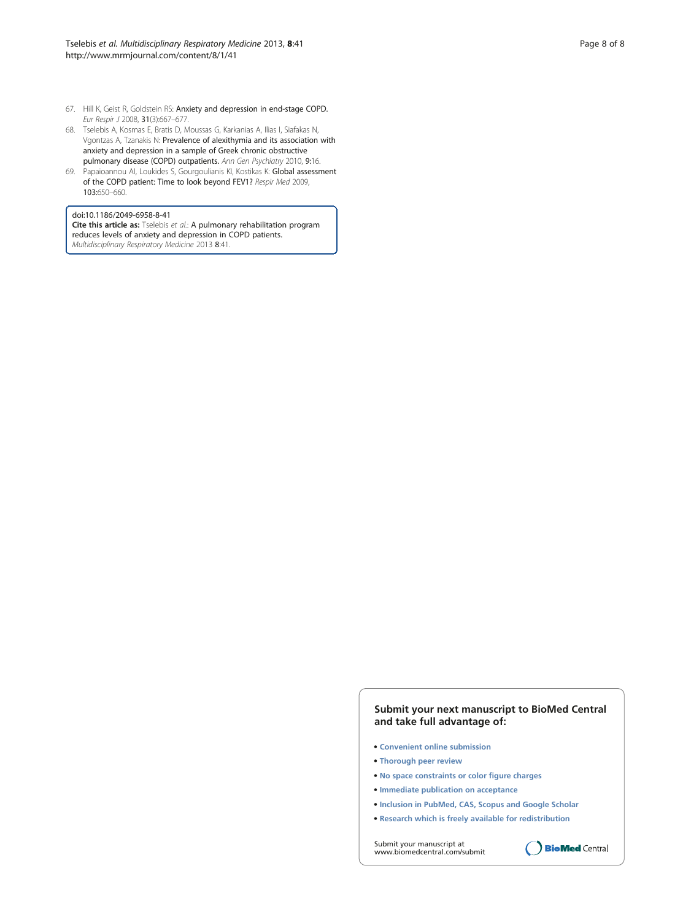67. Hill K, Geist R, Goldstein RS: **Anxiety and depression in end-stage COPD.** *Eur Respir J* 2008, **31**(3):667–677.
68. Tselebis A, Kosmas E, Bratis D, Moussas G, Karkanias A, Ilias I, Siafakas N, Vgontzas A, Tzanakis N: **Prevalence of alexithymia and its association with anxiety and depression in a sample of Greek chronic obstructive pulmonary disease (COPD) outpatients.** *Ann Gen Psychiatry* 2010, **9**:16.
69. Papaioannou AI, Loukides S, Gourgoulianis KI, Kostikas K: **Global assessment of the COPD patient: Time to look beyond FEV1?** *Respir Med* 2009, **103**:650–660.

doi:10.1186/2049-6958-8-41
**Cite this article as:** Tselebis *et al.*: A pulmonary rehabilitation program reduces levels of anxiety and depression in COPD patients. *Multidisciplinary Respiratory Medicine* 2013 **8**:41.

**Submit your next manuscript to BioMed Central and take full advantage of:**

- **Convenient online submission**
- **Thorough peer review**
- **No space constraints or color figure charges**
- **Immediate publication on acceptance**
- **Inclusion in PubMed, CAS, Scopus and Google Scholar**
- **Research which is freely available for redistribution**

Submit your manuscript at
www.biomedcentral.com/submit

BioMed Central